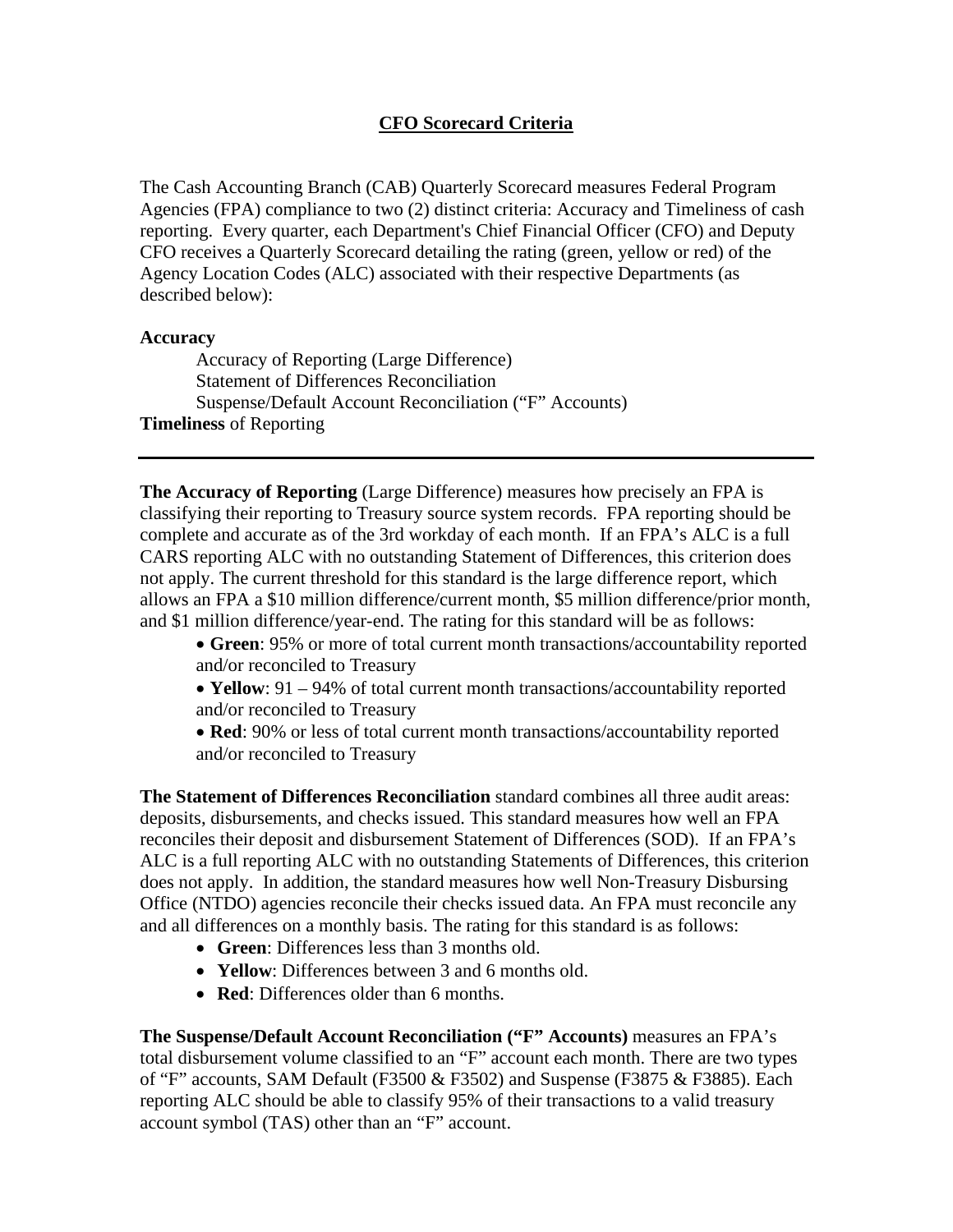# CFO Scorecard Criteria

The Cash Accounting Branch (CAB) Quarterly Scorecard measures Federal Program Agencies (FPA) compliance to two (2) distinct criteria: Accuracy and Timeliness of cash reporting. Every quarter, each Department's Chief Financial Officer (CFO) and Deputy CFO receives a Quarterly Scorecard detailing the rating (green, yellow or red) of the Agency Location Codes (ALC) associated with their respective Departments (as described below):

**Accuracy**

- Accuracy of Reporting (Large Difference)
- Statement of Differences Reconciliation
- Suspense/Default Account Reconciliation ("F" Accounts)

**Timeliness** of Reporting

---

**The Accuracy of Reporting** (Large Difference) measures how precisely an FPA is classifying their reporting to Treasury source system records. FPA reporting should be complete and accurate as of the 3rd workday of each month. If an FPA's ALC is a full CARS reporting ALC with no outstanding Statement of Differences, this criterion does not apply. The current threshold for this standard is the large difference report, which allows an FPA a $10 million difference/current month, $5 million difference/prior month, and $1 million difference/year-end. The rating for this standard will be as follows:

- **Green**: 95% or more of total current month transactions/accountability reported and/or reconciled to Treasury
- **Yellow**: 91 – 94% of total current month transactions/accountability reported and/or reconciled to Treasury
- **Red**: 90% or less of total current month transactions/accountability reported and/or reconciled to Treasury

**The Statement of Differences Reconciliation** standard combines all three audit areas: deposits, disbursements, and checks issued. This standard measures how well an FPA reconciles their deposit and disbursement Statement of Differences (SOD). If an FPA's ALC is a full reporting ALC with no outstanding Statements of Differences, this criterion does not apply. In addition, the standard measures how well Non-Treasury Disbursing Office (NTDO) agencies reconcile their checks issued data. An FPA must reconcile any and all differences on a monthly basis. The rating for this standard is as follows:

- **Green**: Differences less than 3 months old.
- **Yellow**: Differences between 3 and 6 months old.
- **Red**: Differences older than 6 months.

**The Suspense/Default Account Reconciliation ("F" Accounts)** measures an FPA's total disbursement volume classified to an "F" account each month. There are two types of "F" accounts, SAM Default (F3500 & F3502) and Suspense (F3875 & F3885). Each reporting ALC should be able to classify 95% of their transactions to a valid treasury account symbol (TAS) other than an "F" account.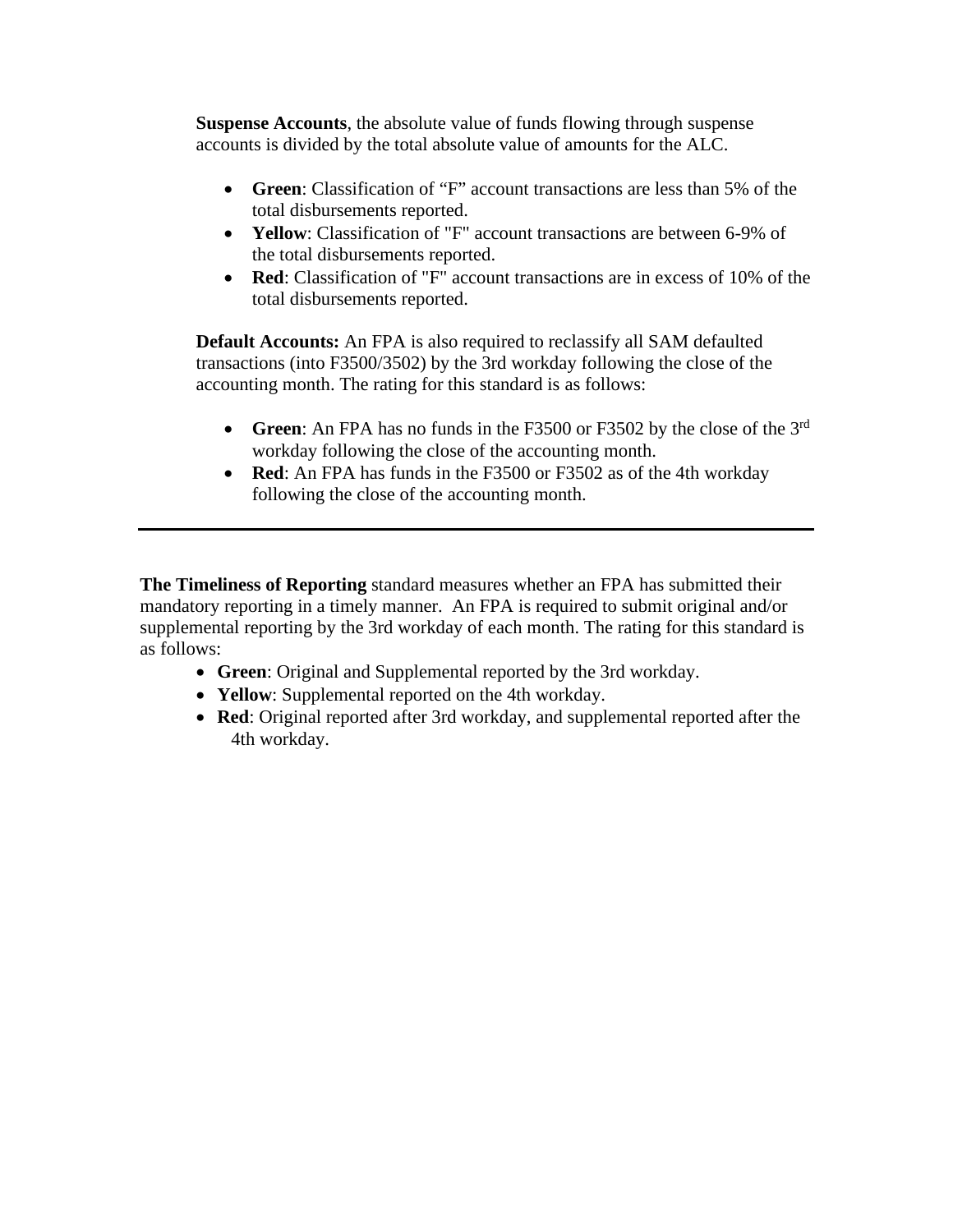**Suspense Accounts**, the absolute value of funds flowing through suspense accounts is divided by the total absolute value of amounts for the ALC.

- **Green**: Classification of "F" account transactions are less than 5% of the total disbursements reported.
- **Yellow**: Classification of "F" account transactions are between 6-9% of the total disbursements reported.
- **Red**: Classification of "F" account transactions are in excess of 10% of the total disbursements reported.

**Default Accounts:** An FPA is also required to reclassify all SAM defaulted transactions (into F3500/3502) by the 3rd workday following the close of the accounting month. The rating for this standard is as follows:

- **Green**: An FPA has no funds in the F3500 or F3502 by the close of the 3rd workday following the close of the accounting month.
- **Red**: An FPA has funds in the F3500 or F3502 as of the 4th workday following the close of the accounting month.

---

**The Timeliness of Reporting** standard measures whether an FPA has submitted their mandatory reporting in a timely manner. An FPA is required to submit original and/or supplemental reporting by the 3rd workday of each month. The rating for this standard is as follows:

- **Green**: Original and Supplemental reported by the 3rd workday.
- **Yellow**: Supplemental reported on the 4th workday.
- **Red**: Original reported after 3rd workday, and supplemental reported after the 4th workday.